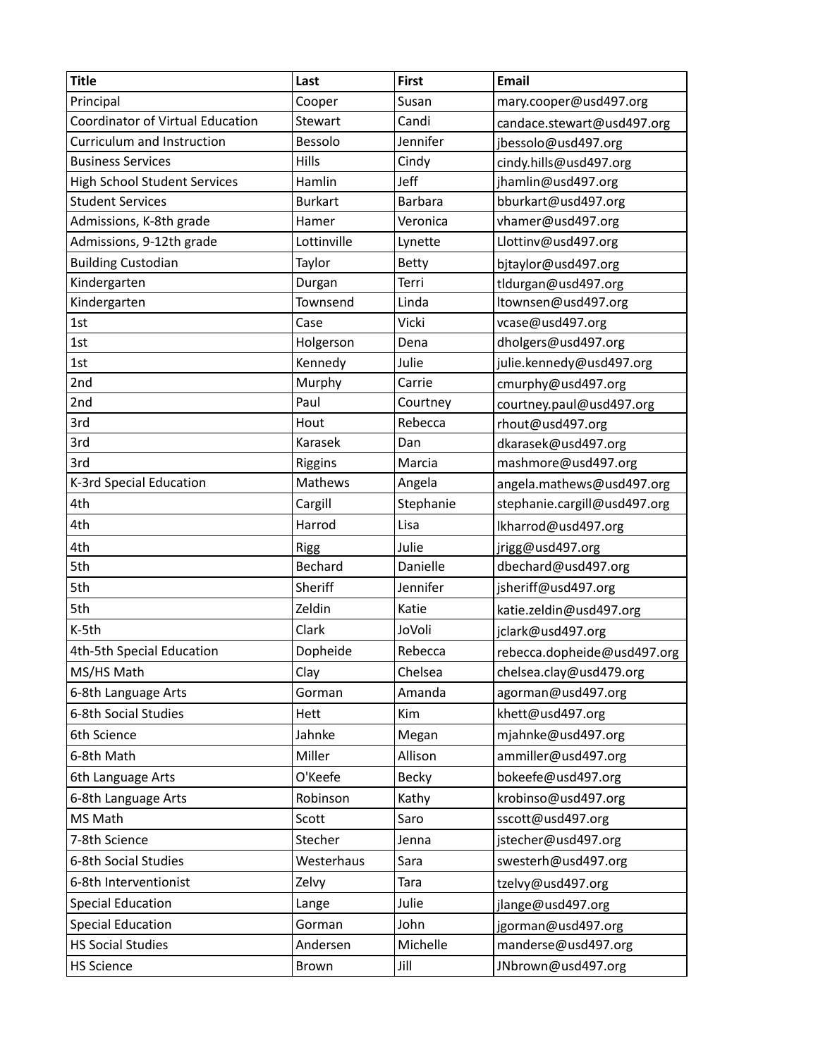| Title | Last | First | Email |
|---|---|---|---|
| Principal | Cooper | Susan | mary.cooper@usd497.org |
| Coordinator of Virtual Education | Stewart | Candi | candace.stewart@usd497.org |
| Curriculum and Instruction | Bessolo | Jennifer | jbessolo@usd497.org |
| Business Services | Hills | Cindy | cindy.hills@usd497.org |
| High School Student Services | Hamlin | Jeff | jhamlin@usd497.org |
| Student Services | Burkart | Barbara | bburkart@usd497.org |
| Admissions, K-8th grade | Hamer | Veronica | vhamer@usd497.org |
| Admissions, 9-12th grade | Lottinville | Lynette | Llottinv@usd497.org |
| Building Custodian | Taylor | Betty | bjtaylor@usd497.org |
| Kindergarten | Durgan | Terri | tldurgan@usd497.org |
| Kindergarten | Townsend | Linda | ltownsen@usd497.org |
| 1st | Case | Vicki | vcase@usd497.org |
| 1st | Holgerson | Dena | dholgers@usd497.org |
| 1st | Kennedy | Julie | julie.kennedy@usd497.org |
| 2nd | Murphy | Carrie | cmurphy@usd497.org |
| 2nd | Paul | Courtney | courtney.paul@usd497.org |
| 3rd | Hout | Rebecca | rhout@usd497.org |
| 3rd | Karasek | Dan | dkarasek@usd497.org |
| 3rd | Riggins | Marcia | mashmore@usd497.org |
| K-3rd Special Education | Mathews | Angela | angela.mathews@usd497.org |
| 4th | Cargill | Stephanie | stephanie.cargill@usd497.org |
| 4th | Harrod | Lisa | lkharrod@usd497.org |
| 4th | Rigg | Julie | jrigg@usd497.org |
| 5th | Bechard | Danielle | dbechard@usd497.org |
| 5th | Sheriff | Jennifer | jsheriff@usd497.org |
| 5th | Zeldin | Katie | katie.zeldin@usd497.org |
| K-5th | Clark | JoVoli | jclark@usd497.org |
| 4th-5th Special Education | Dopheide | Rebecca | rebecca.dopheide@usd497.org |
| MS/HS Math | Clay | Chelsea | chelsea.clay@usd479.org |
| 6-8th Language Arts | Gorman | Amanda | agorman@usd497.org |
| 6-8th Social Studies | Hett | Kim | khett@usd497.org |
| 6th Science | Jahnke | Megan | mjahnke@usd497.org |
| 6-8th Math | Miller | Allison | ammiller@usd497.org |
| 6th Language Arts | O'Keefe | Becky | bokeefe@usd497.org |
| 6-8th Language Arts | Robinson | Kathy | krobinso@usd497.org |
| MS Math | Scott | Saro | sscott@usd497.org |
| 7-8th Science | Stecher | Jenna | jstecher@usd497.org |
| 6-8th Social Studies | Westerhaus | Sara | swesterh@usd497.org |
| 6-8th Interventionist | Zelvy | Tara | tzelvy@usd497.org |
| Special Education | Lange | Julie | jlange@usd497.org |
| Special Education | Gorman | John | jgorman@usd497.org |
| HS Social Studies | Andersen | Michelle | manderse@usd497.org |
| HS Science | Brown | Jill | JNbrown@usd497.org |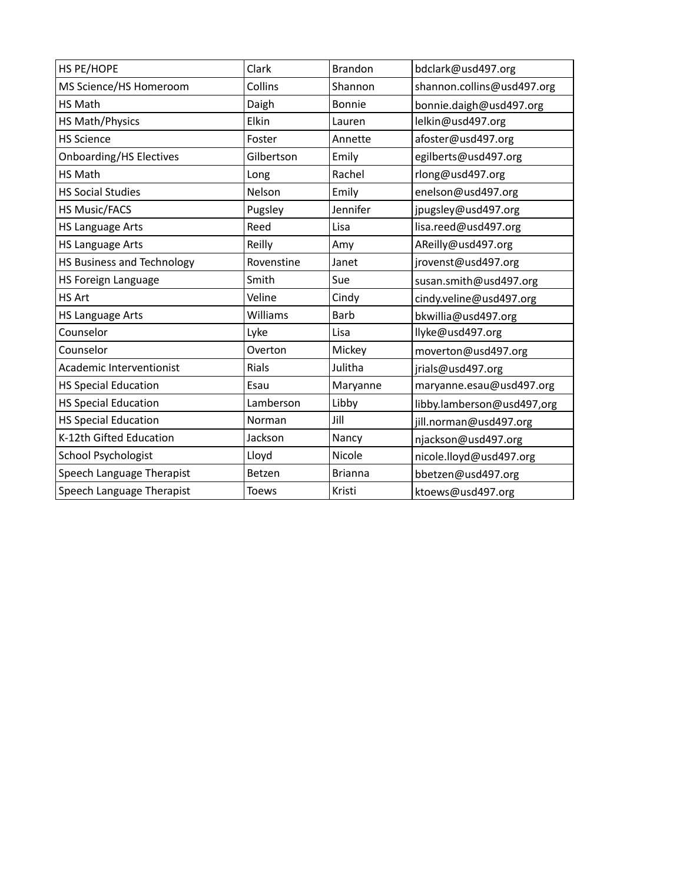| | | | |
|---|---|---|---|
| HS PE/HOPE | Clark | Brandon | bdclark@usd497.org |
| MS Science/HS Homeroom | Collins | Shannon | shannon.collins@usd497.org |
| HS Math | Daigh | Bonnie | bonnie.daigh@usd497.org |
| HS Math/Physics | Elkin | Lauren | lelkin@usd497.org |
| HS Science | Foster | Annette | afoster@usd497.org |
| Onboarding/HS Electives | Gilbertson | Emily | egilberts@usd497.org |
| HS Math | Long | Rachel | rlong@usd497.org |
| HS Social Studies | Nelson | Emily | enelson@usd497.org |
| HS Music/FACS | Pugsley | Jennifer | jpugsley@usd497.org |
| HS Language Arts | Reed | Lisa | lisa.reed@usd497.org |
| HS Language Arts | Reilly | Amy | AReilly@usd497.org |
| HS Business and Technology | Rovenstine | Janet | jrovenst@usd497.org |
| HS Foreign Language | Smith | Sue | susan.smith@usd497.org |
| HS Art | Veline | Cindy | cindy.veline@usd497.org |
| HS Language Arts | Williams | Barb | bkwillia@usd497.org |
| Counselor | Lyke | Lisa | llyke@usd497.org |
| Counselor | Overton | Mickey | moverton@usd497.org |
| Academic Interventionist | Rials | Julitha | jrials@usd497.org |
| HS Special Education | Esau | Maryanne | maryanne.esau@usd497.org |
| HS Special Education | Lamberson | Libby | libby.lamberson@usd497,org |
| HS Special Education | Norman | Jill | jill.norman@usd497.org |
| K-12th Gifted Education | Jackson | Nancy | njackson@usd497.org |
| School Psychologist | Lloyd | Nicole | nicole.lloyd@usd497.org |
| Speech Language Therapist | Betzen | Brianna | bbetzen@usd497.org |
| Speech Language Therapist | Toews | Kristi | ktoews@usd497.org |